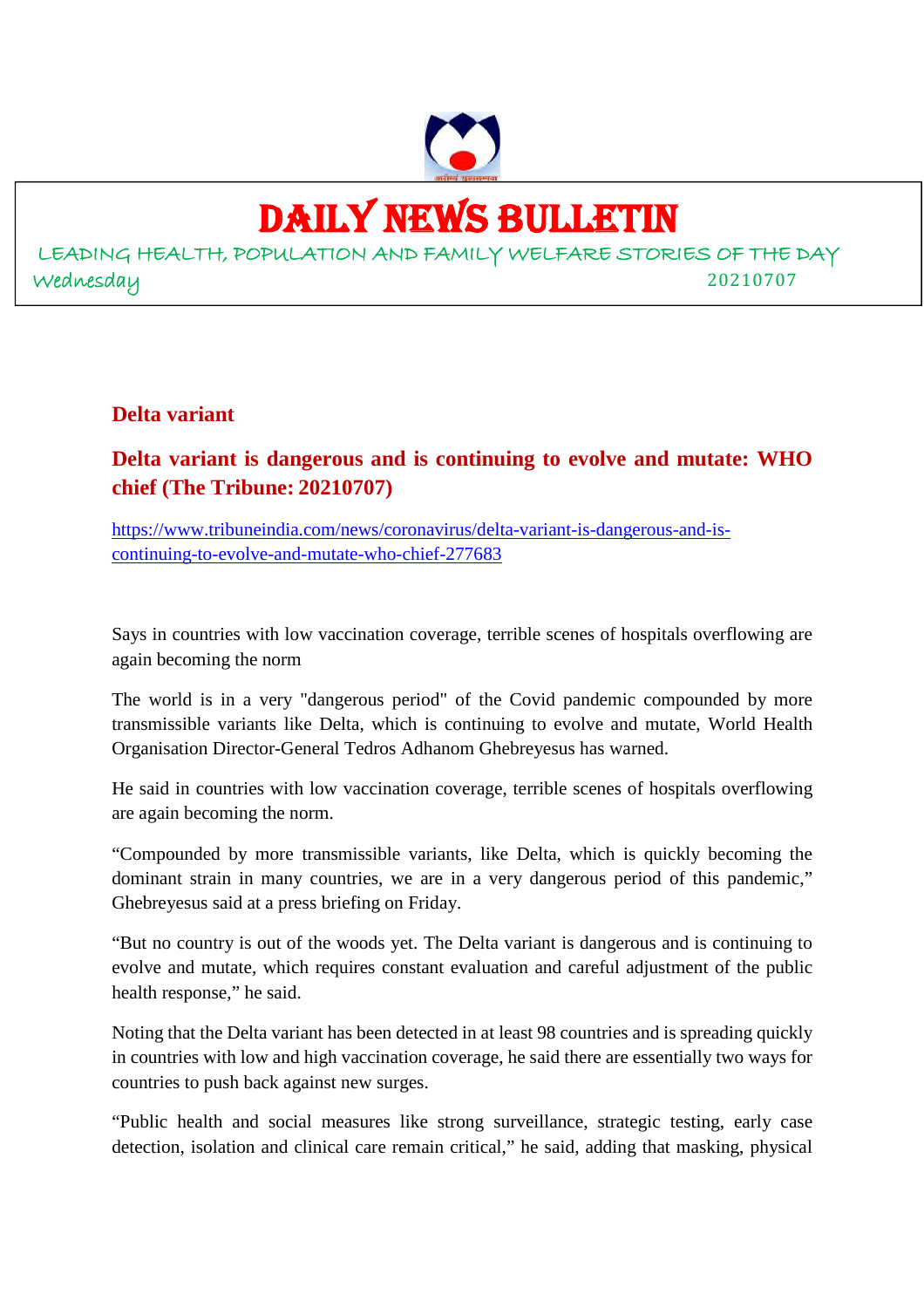# DAILY NEWS BULLETIN

LEADING HEALTH, POPULATION AND FAMILY WELFARE STORIES OF THE DAY

Wednesday 20210707

## Delta variant

### Delta variant is dangerous and is continuing to evolve and mutate: WHO chief (The Tribune: 20210707)

https://www.tribuneindia.com/news/coronavirus/delta-variant-is-dangerous-and-is-continuing-to-evolve-and-mutate-who-chief-277683

Says in countries with low vaccination coverage, terrible scenes of hospitals overflowing are again becoming the norm

The world is in a very "dangerous period" of the Covid pandemic compounded by more transmissible variants like Delta, which is continuing to evolve and mutate, World Health Organisation Director-General Tedros Adhanom Ghebreyesus has warned.

He said in countries with low vaccination coverage, terrible scenes of hospitals overflowing are again becoming the norm.

"Compounded by more transmissible variants, like Delta, which is quickly becoming the dominant strain in many countries, we are in a very dangerous period of this pandemic," Ghebreyesus said at a press briefing on Friday.

"But no country is out of the woods yet. The Delta variant is dangerous and is continuing to evolve and mutate, which requires constant evaluation and careful adjustment of the public health response," he said.

Noting that the Delta variant has been detected in at least 98 countries and is spreading quickly in countries with low and high vaccination coverage, he said there are essentially two ways for countries to push back against new surges.

"Public health and social measures like strong surveillance, strategic testing, early case detection, isolation and clinical care remain critical," he said, adding that masking, physical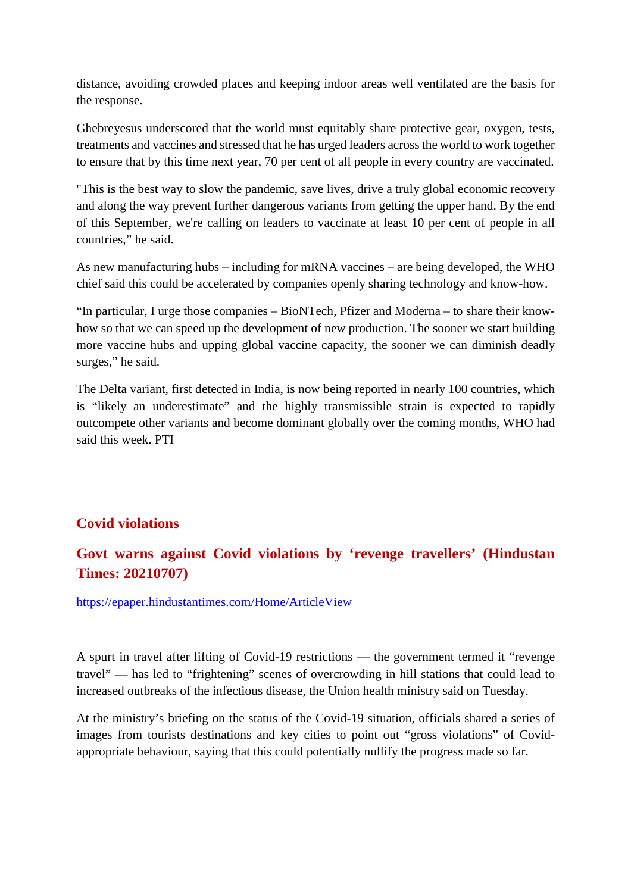distance, avoiding crowded places and keeping indoor areas well ventilated are the basis for the response.

Ghebreyesus underscored that the world must equitably share protective gear, oxygen, tests, treatments and vaccines and stressed that he has urged leaders across the world to work together to ensure that by this time next year, 70 per cent of all people in every country are vaccinated.

"This is the best way to slow the pandemic, save lives, drive a truly global economic recovery and along the way prevent further dangerous variants from getting the upper hand. By the end of this September, we're calling on leaders to vaccinate at least 10 per cent of people in all countries," he said.

As new manufacturing hubs – including for mRNA vaccines – are being developed, the WHO chief said this could be accelerated by companies openly sharing technology and know-how.

"In particular, I urge those companies – BioNTech, Pfizer and Moderna – to share their know-how so that we can speed up the development of new production. The sooner we start building more vaccine hubs and upping global vaccine capacity, the sooner we can diminish deadly surges," he said.

The Delta variant, first detected in India, is now being reported in nearly 100 countries, which is "likely an underestimate" and the highly transmissible strain is expected to rapidly outcompete other variants and become dominant globally over the coming months, WHO had said this week. PTI

## Covid violations

## Govt warns against Covid violations by 'revenge travellers' (Hindustan Times: 20210707)

https://epaper.hindustantimes.com/Home/ArticleView

A spurt in travel after lifting of Covid-19 restrictions — the government termed it "revenge travel" — has led to "frightening" scenes of overcrowding in hill stations that could lead to increased outbreaks of the infectious disease, the Union health ministry said on Tuesday.

At the ministry's briefing on the status of the Covid-19 situation, officials shared a series of images from tourists destinations and key cities to point out "gross violations" of Covid-appropriate behaviour, saying that this could potentially nullify the progress made so far.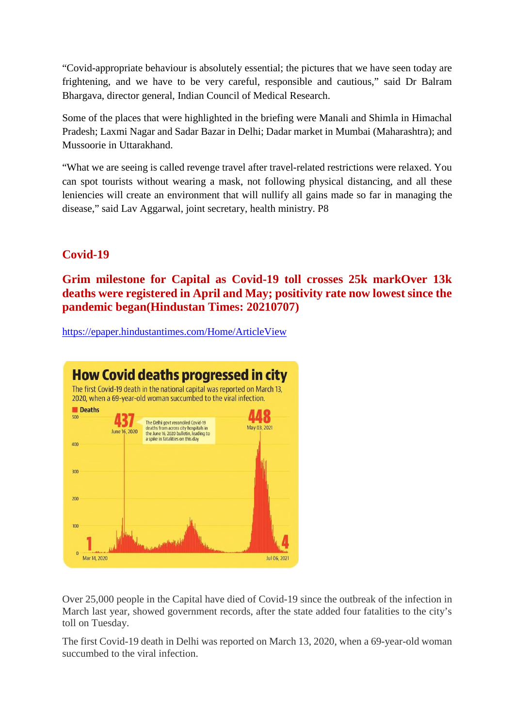"Covid-appropriate behaviour is absolutely essential; the pictures that we have seen today are frightening, and we have to be very careful, responsible and cautious," said Dr Balram Bhargava, director general, Indian Council of Medical Research.

Some of the places that were highlighted in the briefing were Manali and Shimla in Himachal Pradesh; Laxmi Nagar and Sadar Bazar in Delhi; Dadar market in Mumbai (Maharashtra); and Mussoorie in Uttarakhand.

"What we are seeing is called revenge travel after travel-related restrictions were relaxed. You can spot tourists without wearing a mask, not following physical distancing, and all these leniencies will create an environment that will nullify all gains made so far in managing the disease," said Lav Aggarwal, joint secretary, health ministry. P8

## Covid-19

### Grim milestone for Capital as Covid-19 toll crosses 25k markOver 13k deaths were registered in April and May; positivity rate now lowest since the pandemic began(Hindustan Times: 20210707)

https://epaper.hindustantimes.com/Home/ArticleView

**How Covid deaths progressed in city**

The first Covid-19 death in the national capital was reported on March 13, 2020, when a 69-year-old woman succumbed to the viral infection.

Deaths

437 June 16, 2020 — The Delhi govt reconciled Covid-19 deaths from across city hospitals in the June 16, 2020 bulletin, leading to a spike in fatalities on this day

448 May 03, 2021

1 Mar 14, 2020 — 4 Jul 06, 2021

Over 25,000 people in the Capital have died of Covid-19 since the outbreak of the infection in March last year, showed government records, after the state added four fatalities to the city's toll on Tuesday.

The first Covid-19 death in Delhi was reported on March 13, 2020, when a 69-year-old woman succumbed to the viral infection.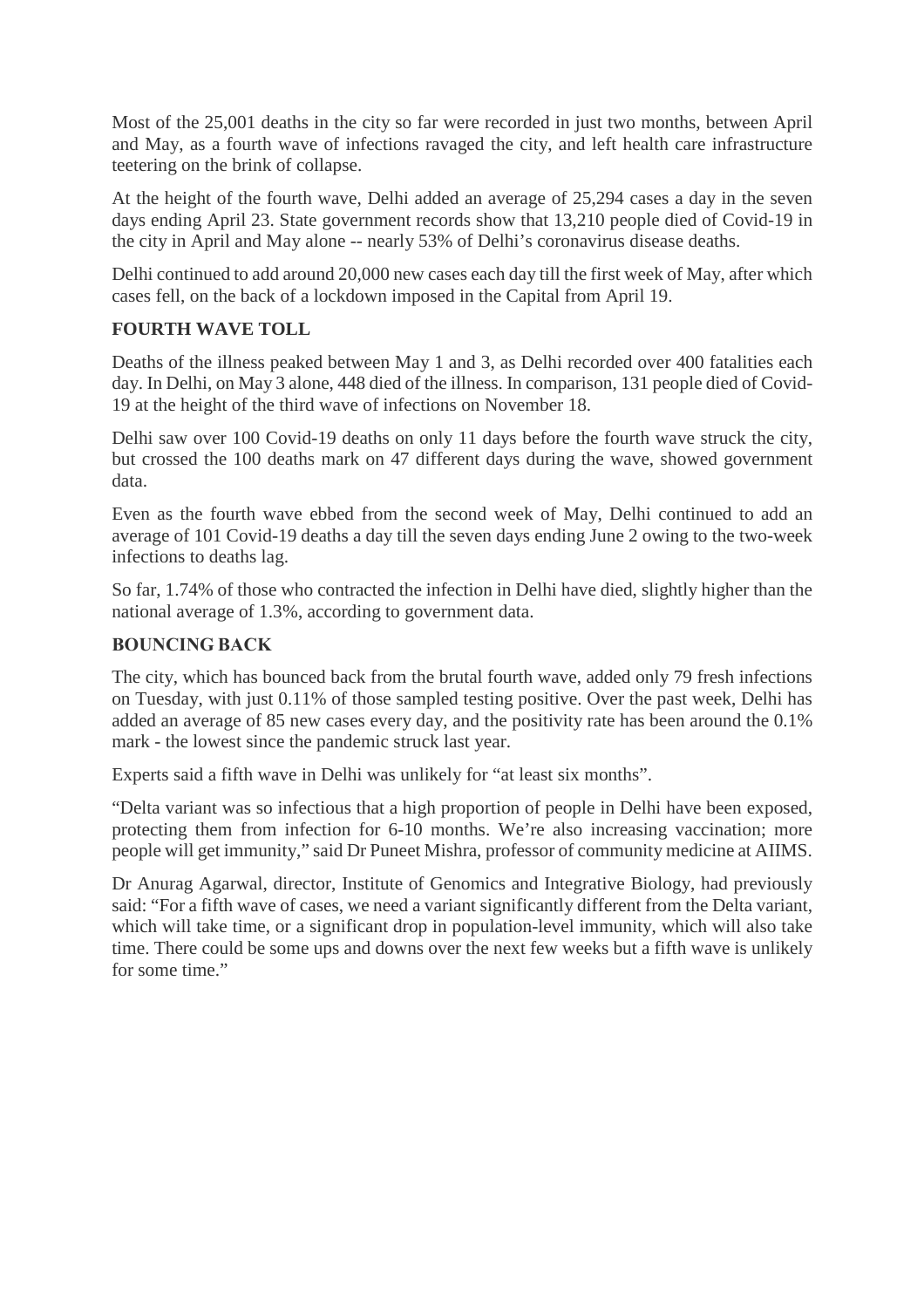Most of the 25,001 deaths in the city so far were recorded in just two months, between April and May, as a fourth wave of infections ravaged the city, and left health care infrastructure teetering on the brink of collapse.

At the height of the fourth wave, Delhi added an average of 25,294 cases a day in the seven days ending April 23. State government records show that 13,210 people died of Covid-19 in the city in April and May alone -- nearly 53% of Delhi's coronavirus disease deaths.

Delhi continued to add around 20,000 new cases each day till the first week of May, after which cases fell, on the back of a lockdown imposed in the Capital from April 19.

**FOURTH WAVE TOLL**

Deaths of the illness peaked between May 1 and 3, as Delhi recorded over 400 fatalities each day. In Delhi, on May 3 alone, 448 died of the illness. In comparison, 131 people died of Covid-19 at the height of the third wave of infections on November 18.

Delhi saw over 100 Covid-19 deaths on only 11 days before the fourth wave struck the city, but crossed the 100 deaths mark on 47 different days during the wave, showed government data.

Even as the fourth wave ebbed from the second week of May, Delhi continued to add an average of 101 Covid-19 deaths a day till the seven days ending June 2 owing to the two-week infections to deaths lag.

So far, 1.74% of those who contracted the infection in Delhi have died, slightly higher than the national average of 1.3%, according to government data.

**BOUNCING BACK**

The city, which has bounced back from the brutal fourth wave, added only 79 fresh infections on Tuesday, with just 0.11% of those sampled testing positive. Over the past week, Delhi has added an average of 85 new cases every day, and the positivity rate has been around the 0.1% mark - the lowest since the pandemic struck last year.

Experts said a fifth wave in Delhi was unlikely for "at least six months".

"Delta variant was so infectious that a high proportion of people in Delhi have been exposed, protecting them from infection for 6-10 months. We're also increasing vaccination; more people will get immunity," said Dr Puneet Mishra, professor of community medicine at AIIMS.

Dr Anurag Agarwal, director, Institute of Genomics and Integrative Biology, had previously said: "For a fifth wave of cases, we need a variant significantly different from the Delta variant, which will take time, or a significant drop in population-level immunity, which will also take time. There could be some ups and downs over the next few weeks but a fifth wave is unlikely for some time."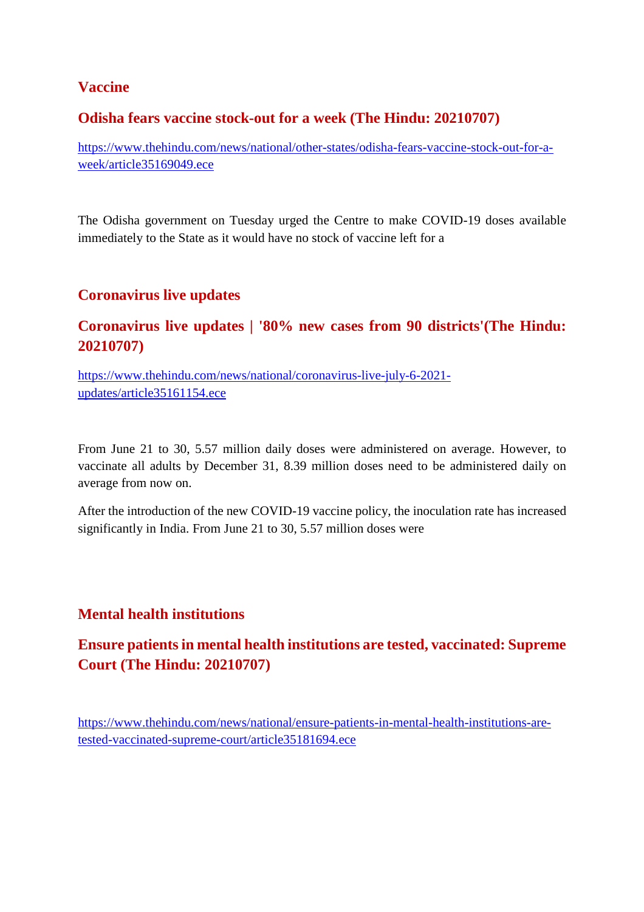## Vaccine

### Odisha fears vaccine stock-out for a week (The Hindu: 20210707)

https://www.thehindu.com/news/national/other-states/odisha-fears-vaccine-stock-out-for-a-week/article35169049.ece

The Odisha government on Tuesday urged the Centre to make COVID-19 doses available immediately to the State as it would have no stock of vaccine left for a

## Coronavirus live updates

### Coronavirus live updates | '80% new cases from 90 districts'(The Hindu: 20210707)

https://www.thehindu.com/news/national/coronavirus-live-july-6-2021-updates/article35161154.ece

From June 21 to 30, 5.57 million daily doses were administered on average. However, to vaccinate all adults by December 31, 8.39 million doses need to be administered daily on average from now on.

After the introduction of the new COVID-19 vaccine policy, the inoculation rate has increased significantly in India. From June 21 to 30, 5.57 million doses were

## Mental health institutions

### Ensure patients in mental health institutions are tested, vaccinated: Supreme Court (The Hindu: 20210707)

https://www.thehindu.com/news/national/ensure-patients-in-mental-health-institutions-are-tested-vaccinated-supreme-court/article35181694.ece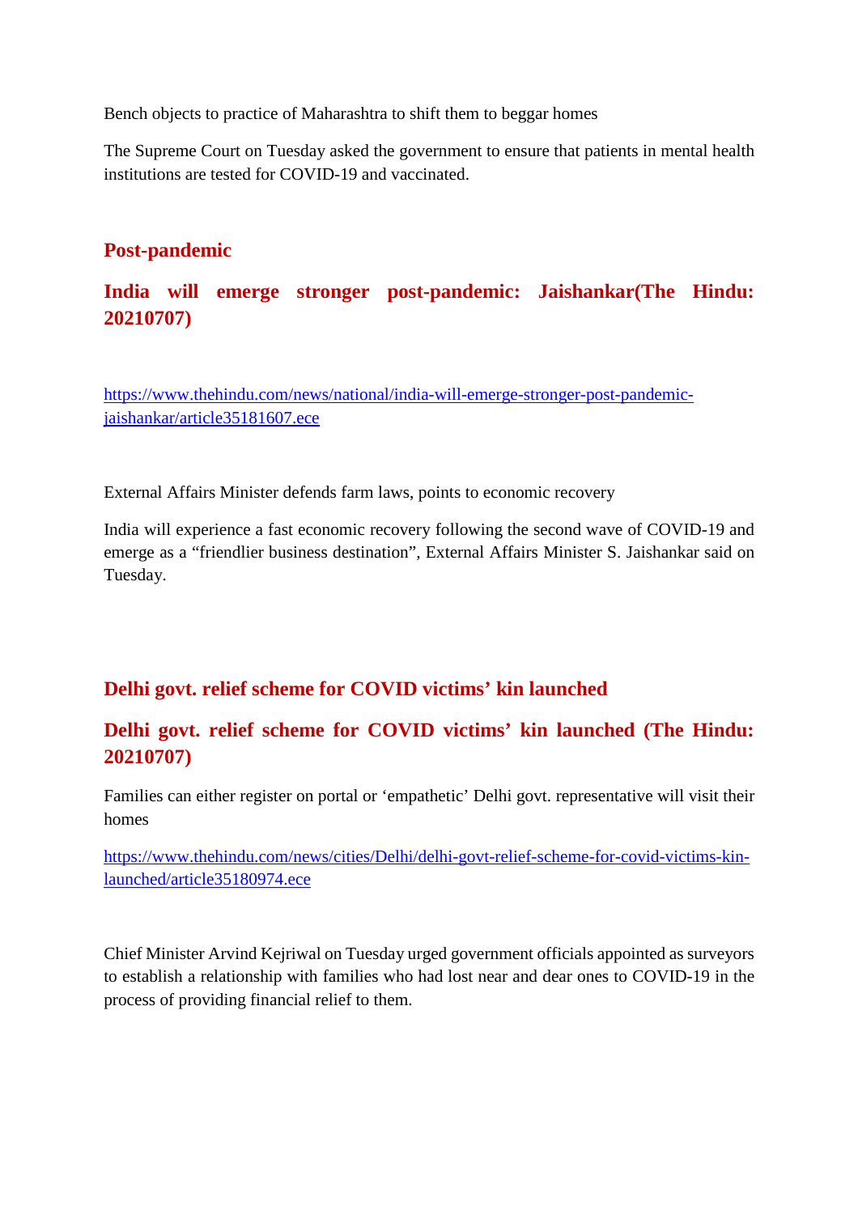Bench objects to practice of Maharashtra to shift them to beggar homes

The Supreme Court on Tuesday asked the government to ensure that patients in mental health institutions are tested for COVID-19 and vaccinated.

## Post-pandemic

## India will emerge stronger post-pandemic: Jaishankar(The Hindu: 20210707)

https://www.thehindu.com/news/national/india-will-emerge-stronger-post-pandemic-jaishankar/article35181607.ece

External Affairs Minister defends farm laws, points to economic recovery

India will experience a fast economic recovery following the second wave of COVID-19 and emerge as a “friendlier business destination”, External Affairs Minister S. Jaishankar said on Tuesday.

## Delhi govt. relief scheme for COVID victims’ kin launched

## Delhi govt. relief scheme for COVID victims’ kin launched (The Hindu: 20210707)

Families can either register on portal or ‘empathetic’ Delhi govt. representative will visit their homes

https://www.thehindu.com/news/cities/Delhi/delhi-govt-relief-scheme-for-covid-victims-kin-launched/article35180974.ece

Chief Minister Arvind Kejriwal on Tuesday urged government officials appointed as surveyors to establish a relationship with families who had lost near and dear ones to COVID-19 in the process of providing financial relief to them.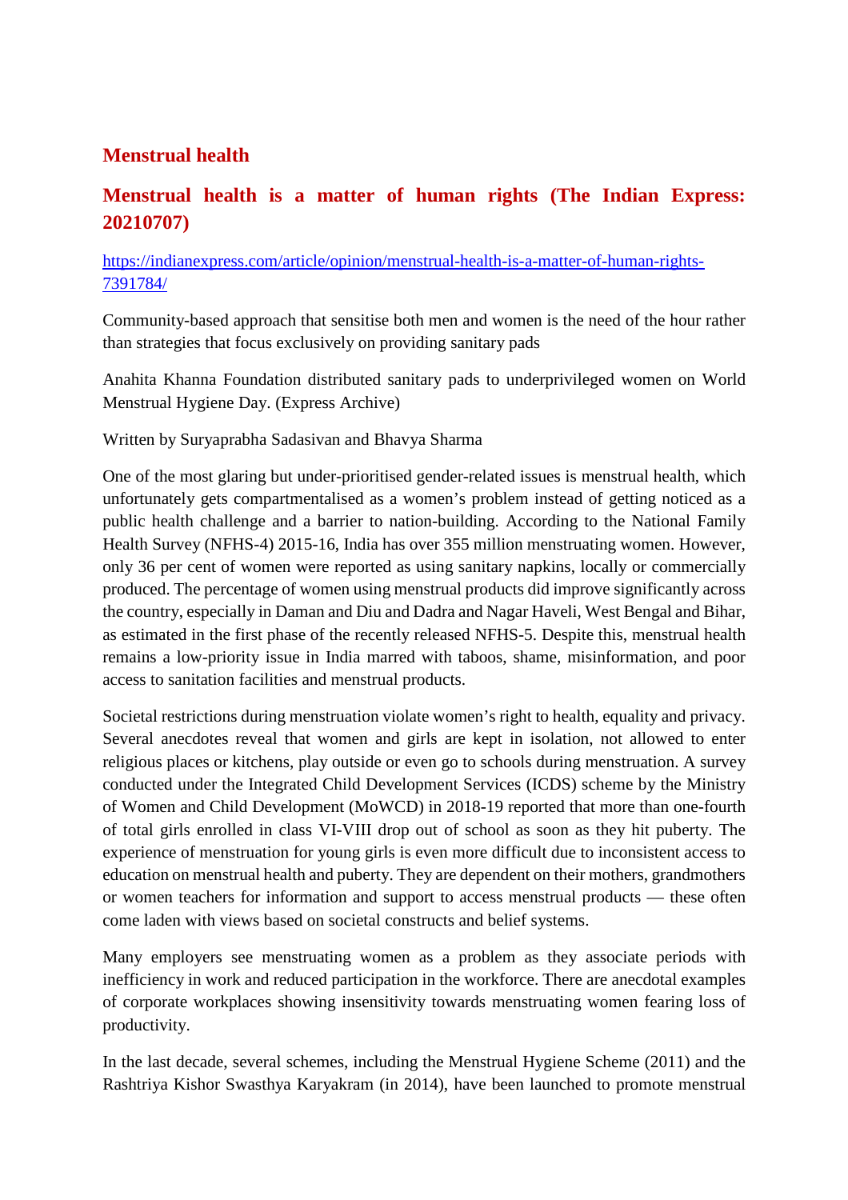## Menstrual health

### Menstrual health is a matter of human rights (The Indian Express: 20210707)

https://indianexpress.com/article/opinion/menstrual-health-is-a-matter-of-human-rights-7391784/

Community-based approach that sensitise both men and women is the need of the hour rather than strategies that focus exclusively on providing sanitary pads

Anahita Khanna Foundation distributed sanitary pads to underprivileged women on World Menstrual Hygiene Day. (Express Archive)

Written by Suryaprabha Sadasivan and Bhavya Sharma

One of the most glaring but under-prioritised gender-related issues is menstrual health, which unfortunately gets compartmentalised as a women's problem instead of getting noticed as a public health challenge and a barrier to nation-building. According to the National Family Health Survey (NFHS-4) 2015-16, India has over 355 million menstruating women. However, only 36 per cent of women were reported as using sanitary napkins, locally or commercially produced. The percentage of women using menstrual products did improve significantly across the country, especially in Daman and Diu and Dadra and Nagar Haveli, West Bengal and Bihar, as estimated in the first phase of the recently released NFHS-5. Despite this, menstrual health remains a low-priority issue in India marred with taboos, shame, misinformation, and poor access to sanitation facilities and menstrual products.

Societal restrictions during menstruation violate women's right to health, equality and privacy. Several anecdotes reveal that women and girls are kept in isolation, not allowed to enter religious places or kitchens, play outside or even go to schools during menstruation. A survey conducted under the Integrated Child Development Services (ICDS) scheme by the Ministry of Women and Child Development (MoWCD) in 2018-19 reported that more than one-fourth of total girls enrolled in class VI-VIII drop out of school as soon as they hit puberty. The experience of menstruation for young girls is even more difficult due to inconsistent access to education on menstrual health and puberty. They are dependent on their mothers, grandmothers or women teachers for information and support to access menstrual products — these often come laden with views based on societal constructs and belief systems.

Many employers see menstruating women as a problem as they associate periods with inefficiency in work and reduced participation in the workforce. There are anecdotal examples of corporate workplaces showing insensitivity towards menstruating women fearing loss of productivity.

In the last decade, several schemes, including the Menstrual Hygiene Scheme (2011) and the Rashtriya Kishor Swasthya Karyakram (in 2014), have been launched to promote menstrual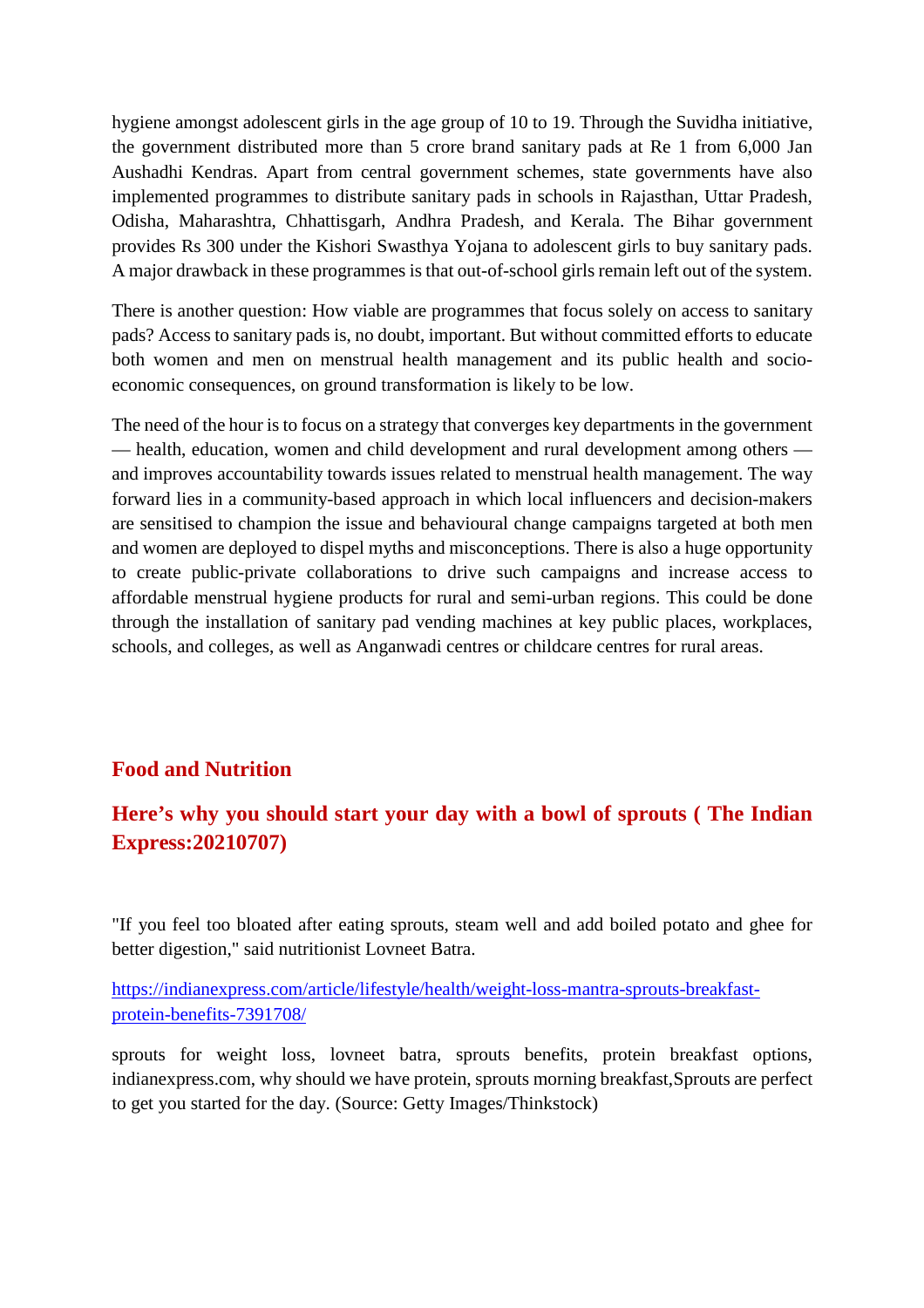hygiene amongst adolescent girls in the age group of 10 to 19. Through the Suvidha initiative, the government distributed more than 5 crore brand sanitary pads at Re 1 from 6,000 Jan Aushadhi Kendras. Apart from central government schemes, state governments have also implemented programmes to distribute sanitary pads in schools in Rajasthan, Uttar Pradesh, Odisha, Maharashtra, Chhattisgarh, Andhra Pradesh, and Kerala. The Bihar government provides Rs 300 under the Kishori Swasthya Yojana to adolescent girls to buy sanitary pads. A major drawback in these programmes is that out-of-school girls remain left out of the system.

There is another question: How viable are programmes that focus solely on access to sanitary pads? Access to sanitary pads is, no doubt, important. But without committed efforts to educate both women and men on menstrual health management and its public health and socio-economic consequences, on ground transformation is likely to be low.

The need of the hour is to focus on a strategy that converges key departments in the government — health, education, women and child development and rural development among others — and improves accountability towards issues related to menstrual health management. The way forward lies in a community-based approach in which local influencers and decision-makers are sensitised to champion the issue and behavioural change campaigns targeted at both men and women are deployed to dispel myths and misconceptions. There is also a huge opportunity to create public-private collaborations to drive such campaigns and increase access to affordable menstrual hygiene products for rural and semi-urban regions. This could be done through the installation of sanitary pad vending machines at key public places, workplaces, schools, and colleges, as well as Anganwadi centres or childcare centres for rural areas.

## Food and Nutrition

## Here's why you should start your day with a bowl of sprouts ( The Indian Express:20210707)

"If you feel too bloated after eating sprouts, steam well and add boiled potato and ghee for better digestion," said nutritionist Lovneet Batra.

https://indianexpress.com/article/lifestyle/health/weight-loss-mantra-sprouts-breakfast-protein-benefits-7391708/

sprouts for weight loss, lovneet batra, sprouts benefits, protein breakfast options, indianexpress.com, why should we have protein, sprouts morning breakfast,Sprouts are perfect to get you started for the day. (Source: Getty Images/Thinkstock)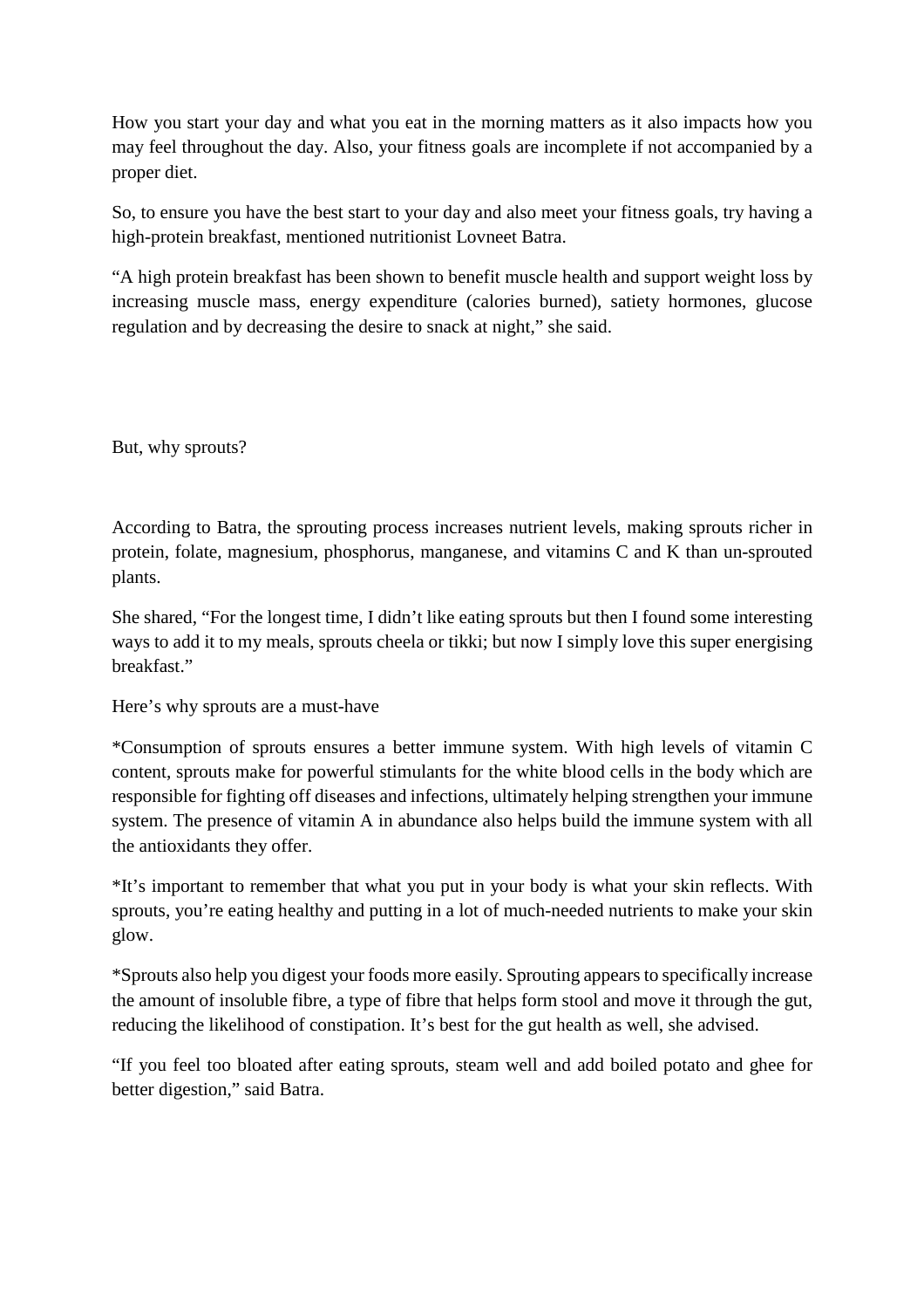How you start your day and what you eat in the morning matters as it also impacts how you may feel throughout the day. Also, your fitness goals are incomplete if not accompanied by a proper diet.

So, to ensure you have the best start to your day and also meet your fitness goals, try having a high-protein breakfast, mentioned nutritionist Lovneet Batra.

"A high protein breakfast has been shown to benefit muscle health and support weight loss by increasing muscle mass, energy expenditure (calories burned), satiety hormones, glucose regulation and by decreasing the desire to snack at night," she said.

But, why sprouts?

According to Batra, the sprouting process increases nutrient levels, making sprouts richer in protein, folate, magnesium, phosphorus, manganese, and vitamins C and K than un-sprouted plants.

She shared, "For the longest time, I didn't like eating sprouts but then I found some interesting ways to add it to my meals, sprouts cheela or tikki; but now I simply love this super energising breakfast."

Here's why sprouts are a must-have

*Consumption of sprouts ensures a better immune system. With high levels of vitamin C content, sprouts make for powerful stimulants for the white blood cells in the body which are responsible for fighting off diseases and infections, ultimately helping strengthen your immune system. The presence of vitamin A in abundance also helps build the immune system with all the antioxidants they offer.

*It's important to remember that what you put in your body is what your skin reflects. With sprouts, you're eating healthy and putting in a lot of much-needed nutrients to make your skin glow.

*Sprouts also help you digest your foods more easily. Sprouting appears to specifically increase the amount of insoluble fibre, a type of fibre that helps form stool and move it through the gut, reducing the likelihood of constipation. It's best for the gut health as well, she advised.

"If you feel too bloated after eating sprouts, steam well and add boiled potato and ghee for better digestion," said Batra.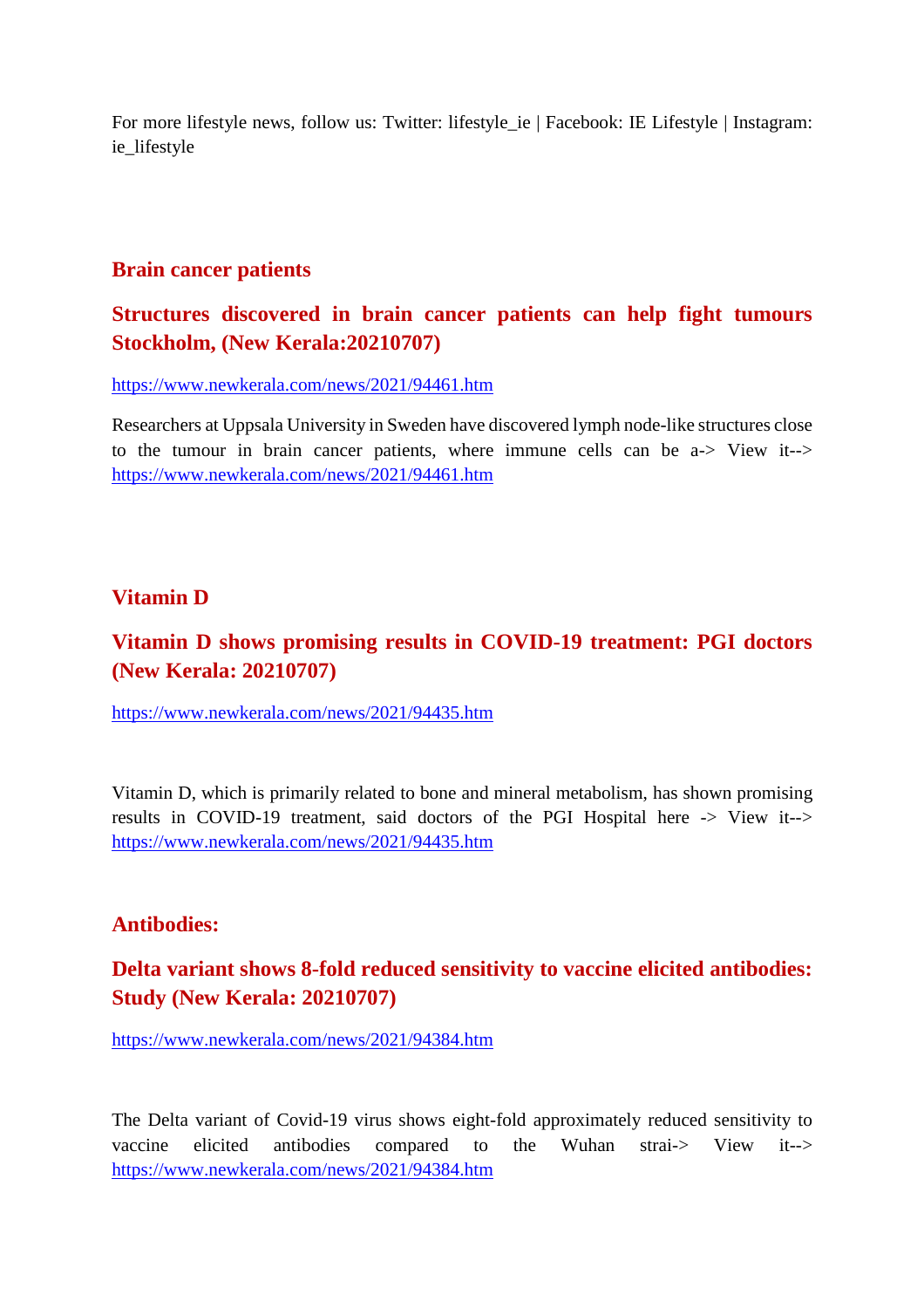For more lifestyle news, follow us: Twitter: lifestyle_ie | Facebook: IE Lifestyle | Instagram: ie_lifestyle

## Brain cancer patients

## Structures discovered in brain cancer patients can help fight tumours Stockholm, (New Kerala:20210707)

https://www.newkerala.com/news/2021/94461.htm

Researchers at Uppsala University in Sweden have discovered lymph node-like structures close to the tumour in brain cancer patients, where immune cells can be a-> View it--> https://www.newkerala.com/news/2021/94461.htm

## Vitamin D

## Vitamin D shows promising results in COVID-19 treatment: PGI doctors (New Kerala: 20210707)

https://www.newkerala.com/news/2021/94435.htm

Vitamin D, which is primarily related to bone and mineral metabolism, has shown promising results in COVID-19 treatment, said doctors of the PGI Hospital here -> View it--> https://www.newkerala.com/news/2021/94435.htm

## Antibodies:

## Delta variant shows 8-fold reduced sensitivity to vaccine elicited antibodies: Study (New Kerala: 20210707)

https://www.newkerala.com/news/2021/94384.htm

The Delta variant of Covid-19 virus shows eight-fold approximately reduced sensitivity to vaccine elicited antibodies compared to the Wuhan strai-> View it--> https://www.newkerala.com/news/2021/94384.htm